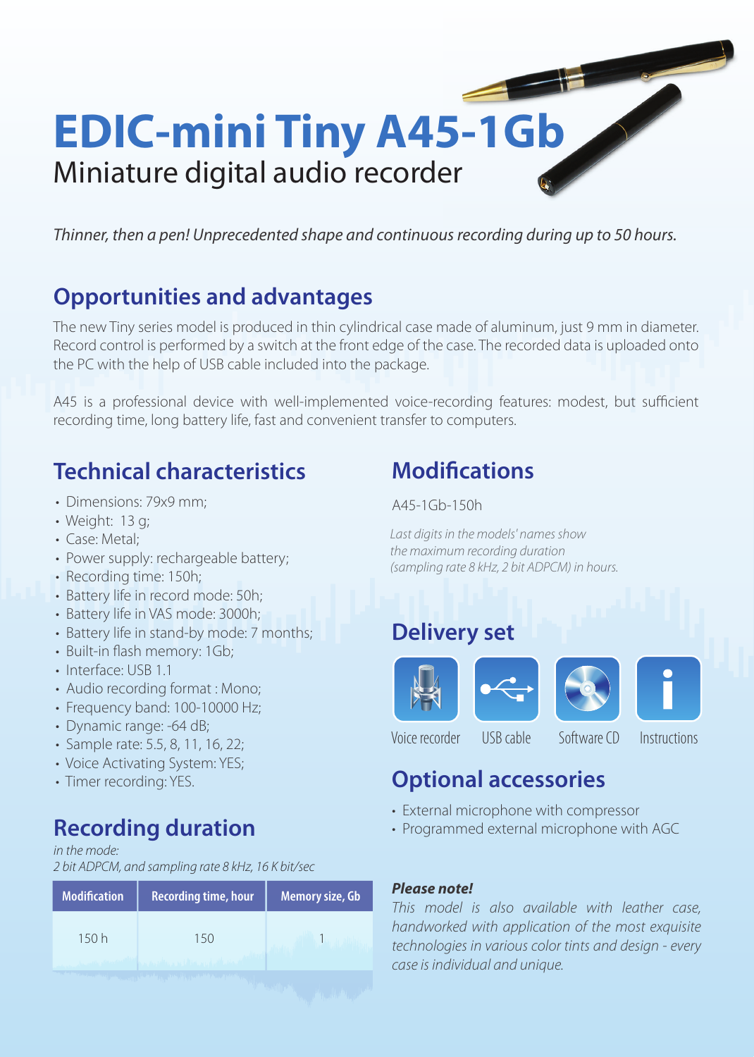# EDIC-mini Tiny A45-1Gb

Miniature digital audio recorder

*Thinner, then a pen! Unprecedented shape and continuous recording during up to 50 hours.*

## Opportunities and advantages

The new Tiny series model is produced in thin cylindrical case made of aluminum, just 9 mm in diameter. Record control is performed by a switch at the front edge of the case. The recorded data is uploaded onto the PC with the help of USB cable included into the package.

A45 is a professional device with well-implemented voice-recording features: modest, but sufficient recording time, long battery life, fast and convenient transfer to computers.

## Technical characteristics

- Dimensions: 79x9 mm;
- Weight: 13 g;
- Case: Metal;
- Power supply: rechargeable battery;
- Recording time: 150h;
- Battery life in record mode: 50h;
- Battery life in VAS mode: 3000h;
- Battery life in stand-by mode: 7 months;
- Built-in flash memory: 1Gb;
- Interface: USB 1.1
- Audio recording format : Mono;
- Frequency band: 100-10000 Hz;
- Dynamic range: -64 dB;
- Sample rate: 5.5, 8, 11, 16, 22;
- Voice Activating System: YES;
- Timer recording: YES.

## Recording duration

*in the mode:*
*2 bit ADPCM, and sampling rate 8 kHz, 16 K bit/sec*

| Modification | Recording time, hour | Memory size, Gb |
|---|---|---|
| 150 h | 150 | 1 |

## Modifications

A45-1Gb-150h

*Last digits in the models' names show the maximum recording duration (sampling rate 8 kHz, 2 bit ADPCM) in hours.*

## Delivery set

Voice recorder, USB cable, Software CD, Instructions

## Optional accessories

- External microphone with compressor
- Programmed external microphone with AGC

***Please note!***

*This model is also available with leather case, handworked with application of the most exquisite technologies in various color tints and design - every case is individual and unique.*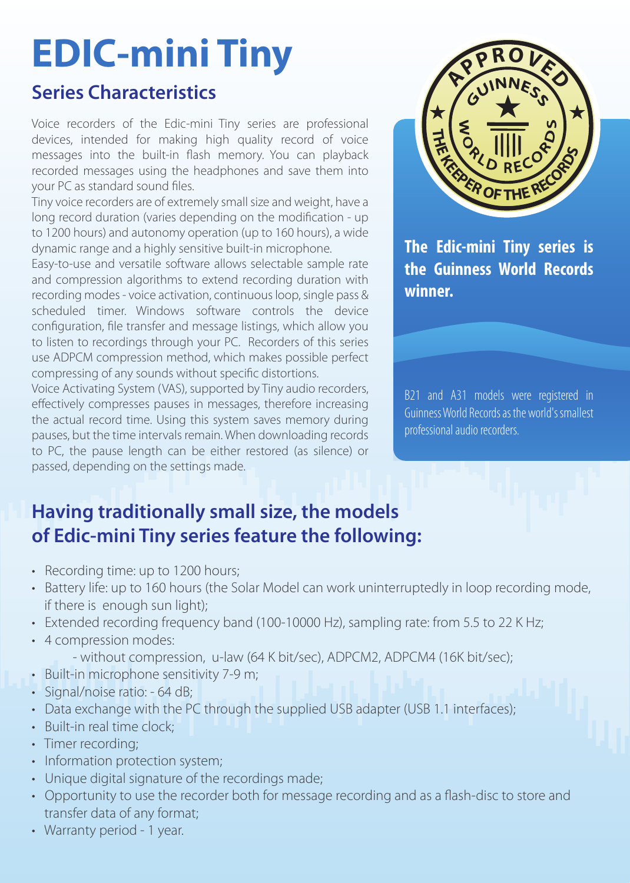# EDIC-mini Tiny

## Series Characteristics

Voice recorders of the Edic-mini Tiny series are professional devices, intended for making high quality record of voice messages into the built-in flash memory. You can playback recorded messages using the headphones and save them into your PC as standard sound files.

Tiny voice recorders are of extremely small size and weight, have a long record duration (varies depending on the modification - up to 1200 hours) and autonomy operation (up to 160 hours), a wide dynamic range and a highly sensitive built-in microphone.

Easy-to-use and versatile software allows selectable sample rate and compression algorithms to extend recording duration with recording modes - voice activation, continuous loop, single pass & scheduled timer. Windows software controls the device configuration, file transfer and message listings, which allow you to listen to recordings through your PC. Recorders of this series use ADPCM compression method, which makes possible perfect compressing of any sounds without specific distortions.

Voice Activating System (VAS), supported by Tiny audio recorders, effectively compresses pauses in messages, therefore increasing the actual record time. Using this system saves memory during pauses, but the time intervals remain. When downloading records to PC, the pause length can be either restored (as silence) or passed, depending on the settings made.

APPROVED GUINNESS WORLD RECORDS THE KEEPER OF THE RECORDS

**The Edic-mini Tiny series is the Guinness World Records winner.**

B21 and A31 models were registered in Guinness World Records as the world's smallest professional audio recorders.

## Having traditionally small size, the models of Edic-mini Tiny series feature the following:

- Recording time: up to 1200 hours;
- Battery life: up to 160 hours (the Solar Model can work uninterruptedly in loop recording mode, if there is enough sun light);
- Extended recording frequency band (100-10000 Hz), sampling rate: from 5.5 to 22 K Hz;
- 4 compression modes:
  - without compression, u-law (64 K bit/sec), ADPCM2, ADPCM4 (16K bit/sec);
- Built-in microphone sensitivity 7-9 m;
- Signal/noise ratio: - 64 dB;
- Data exchange with the PC through the supplied USB adapter (USB 1.1 interfaces);
- Built-in real time clock;
- Timer recording;
- Information protection system;
- Unique digital signature of the recordings made;
- Opportunity to use the recorder both for message recording and as a flash-disc to store and transfer data of any format;
- Warranty period - 1 year.